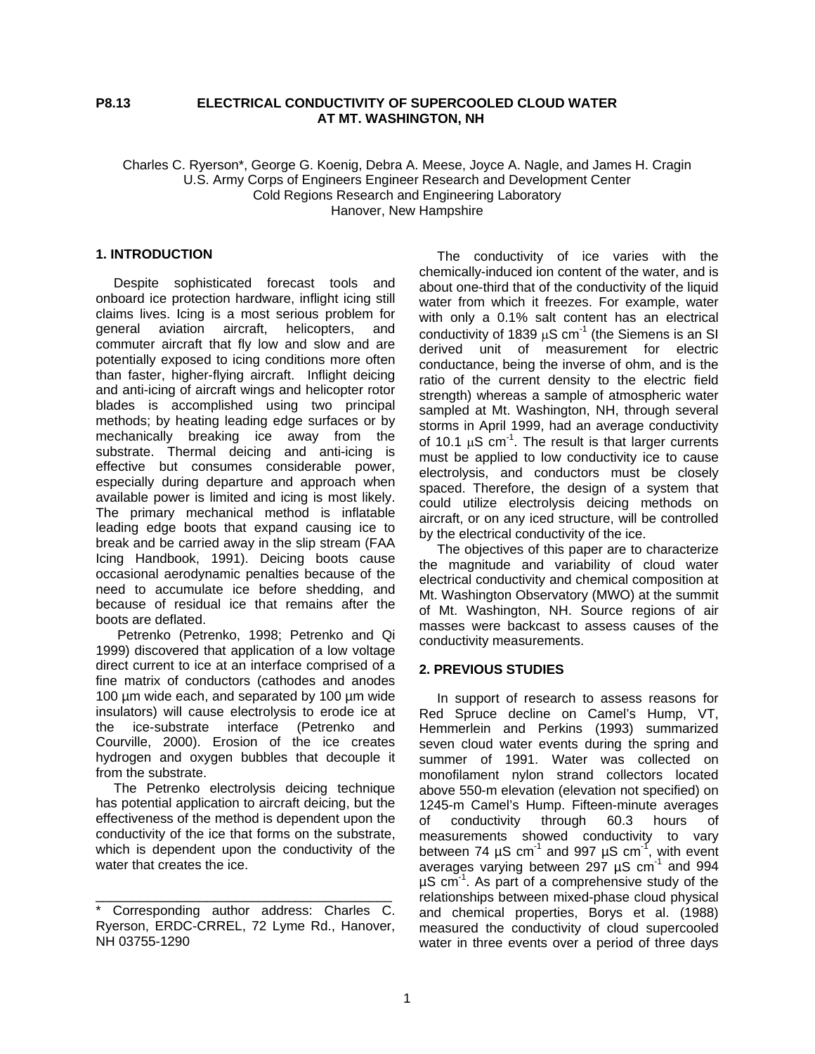**P8.13 ELECTRICAL CONDUCTIVITY OF SUPERCOOLED CLOUD WATER AT MT. WASHINGTON, NH**

Charles C. Ryerson*, George G. Koenig, Debra A. Meese, Joyce A. Nagle, and James H. Cragin
U.S. Army Corps of Engineers Engineer Research and Development Center
Cold Regions Research and Engineering Laboratory
Hanover, New Hampshire

## 1. INTRODUCTION

Despite sophisticated forecast tools and onboard ice protection hardware, inflight icing still claims lives. Icing is a most serious problem for general aviation aircraft, helicopters, and commuter aircraft that fly low and slow and are potentially exposed to icing conditions more often than faster, higher-flying aircraft. Inflight deicing and anti-icing of aircraft wings and helicopter rotor blades is accomplished using two principal methods; by heating leading edge surfaces or by mechanically breaking ice away from the substrate. Thermal deicing and anti-icing is effective but consumes considerable power, especially during departure and approach when available power is limited and icing is most likely. The primary mechanical method is inflatable leading edge boots that expand causing ice to break and be carried away in the slip stream (FAA Icing Handbook, 1991). Deicing boots cause occasional aerodynamic penalties because of the need to accumulate ice before shedding, and because of residual ice that remains after the boots are deflated.

Petrenko (Petrenko, 1998; Petrenko and Qi 1999) discovered that application of a low voltage direct current to ice at an interface comprised of a fine matrix of conductors (cathodes and anodes 100 µm wide each, and separated by 100 µm wide insulators) will cause electrolysis to erode ice at the ice-substrate interface (Petrenko and Courville, 2000). Erosion of the ice creates hydrogen and oxygen bubbles that decouple it from the substrate.

The Petrenko electrolysis deicing technique has potential application to aircraft deicing, but the effectiveness of the method is dependent upon the conductivity of the ice that forms on the substrate, which is dependent upon the conductivity of the water that creates the ice.

The conductivity of ice varies with the chemically-induced ion content of the water, and is about one-third that of the conductivity of the liquid water from which it freezes. For example, water with only a 0.1% salt content has an electrical conductivity of 1839 $\mu$S cm$^{-1}$ (the Siemens is an SI derived unit of measurement for electric conductance, being the inverse of ohm, and is the ratio of the current density to the electric field strength) whereas a sample of atmospheric water sampled at Mt. Washington, NH, through several storms in April 1999, had an average conductivity of 10.1 $\mu$S cm$^{-1}$. The result is that larger currents must be applied to low conductivity ice to cause electrolysis, and conductors must be closely spaced. Therefore, the design of a system that could utilize electrolysis deicing methods on aircraft, or on any iced structure, will be controlled by the electrical conductivity of the ice.

The objectives of this paper are to characterize the magnitude and variability of cloud water electrical conductivity and chemical composition at Mt. Washington Observatory (MWO) at the summit of Mt. Washington, NH. Source regions of air masses were backcast to assess causes of the conductivity measurements.

## 2. PREVIOUS STUDIES

In support of research to assess reasons for Red Spruce decline on Camel's Hump, VT, Hemmerlein and Perkins (1993) summarized seven cloud water events during the spring and summer of 1991. Water was collected on monofilament nylon strand collectors located above 550-m elevation (elevation not specified) on 1245-m Camel's Hump. Fifteen-minute averages of conductivity through 60.3 hours of measurements showed conductivity to vary between 74 µS cm$^{-1}$ and 997 µS cm$^{-1}$, with event averages varying between 297 µS cm$^{-1}$ and 994 µS cm$^{-1}$. As part of a comprehensive study of the relationships between mixed-phase cloud physical and chemical properties, Borys et al. (1988) measured the conductivity of cloud supercooled water in three events over a period of three days

---

\* Corresponding author address: Charles C. Ryerson, ERDC-CRREL, 72 Lyme Rd., Hanover, NH 03755-1290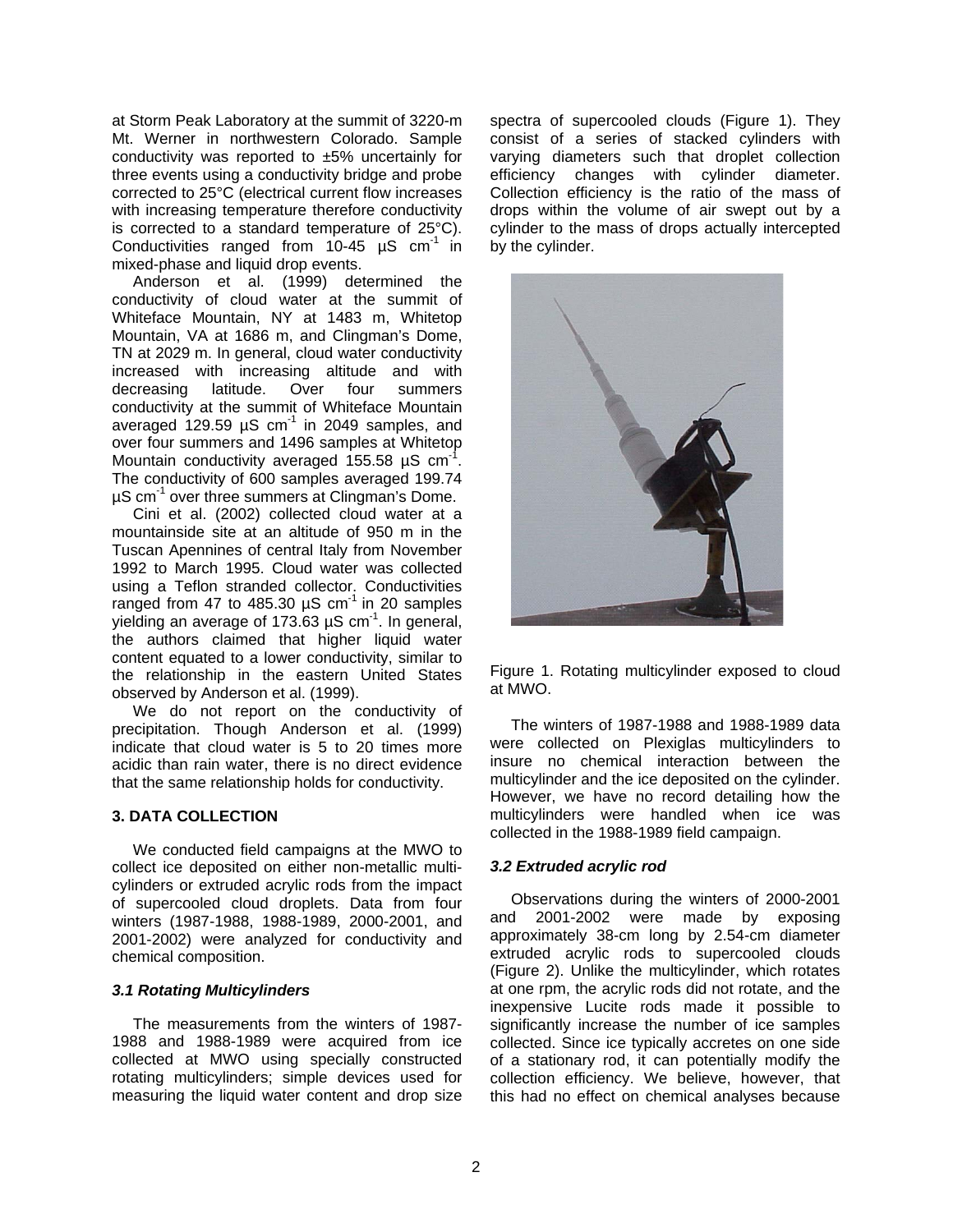at Storm Peak Laboratory at the summit of 3220-m Mt. Werner in northwestern Colorado. Sample conductivity was reported to ±5% uncertainly for three events using a conductivity bridge and probe corrected to 25°C (electrical current flow increases with increasing temperature therefore conductivity is corrected to a standard temperature of 25°C). Conductivities ranged from 10-45 µS $cm^{-1}$ in mixed-phase and liquid drop events.

Anderson et al. (1999) determined the conductivity of cloud water at the summit of Whiteface Mountain, NY at 1483 m, Whitetop Mountain, VA at 1686 m, and Clingman's Dome, TN at 2029 m. In general, cloud water conductivity increased with increasing altitude and with decreasing latitude. Over four summers conductivity at the summit of Whiteface Mountain averaged 129.59 µS $cm^{-1}$ in 2049 samples, and over four summers and 1496 samples at Whitetop Mountain conductivity averaged 155.58 µS $cm^{-1}$. The conductivity of 600 samples averaged 199.74 µS $cm^{-1}$ over three summers at Clingman's Dome.

Cini et al. (2002) collected cloud water at a mountainside site at an altitude of 950 m in the Tuscan Apennines of central Italy from November 1992 to March 1995. Cloud water was collected using a Teflon stranded collector. Conductivities ranged from 47 to 485.30 µS $cm^{-1}$ in 20 samples yielding an average of 173.63 µS $cm^{-1}$. In general, the authors claimed that higher liquid water content equated to a lower conductivity, similar to the relationship in the eastern United States observed by Anderson et al. (1999).

We do not report on the conductivity of precipitation. Though Anderson et al. (1999) indicate that cloud water is 5 to 20 times more acidic than rain water, there is no direct evidence that the same relationship holds for conductivity.

## 3. DATA COLLECTION

We conducted field campaigns at the MWO to collect ice deposited on either non-metallic multi-cylinders or extruded acrylic rods from the impact of supercooled cloud droplets. Data from four winters (1987-1988, 1988-1989, 2000-2001, and 2001-2002) were analyzed for conductivity and chemical composition.

### *3.1 Rotating Multicylinders*

The measurements from the winters of 1987-1988 and 1988-1989 were acquired from ice collected at MWO using specially constructed rotating multicylinders; simple devices used for measuring the liquid water content and drop size spectra of supercooled clouds (Figure 1). They consist of a series of stacked cylinders with varying diameters such that droplet collection efficiency changes with cylinder diameter. Collection efficiency is the ratio of the mass of drops within the volume of air swept out by a cylinder to the mass of drops actually intercepted by the cylinder.

Figure 1. Rotating multicylinder exposed to cloud at MWO.

The winters of 1987-1988 and 1988-1989 data were collected on Plexiglas multicylinders to insure no chemical interaction between the multicylinder and the ice deposited on the cylinder. However, we have no record detailing how the multicylinders were handled when ice was collected in the 1988-1989 field campaign.

### *3.2 Extruded acrylic rod*

Observations during the winters of 2000-2001 and 2001-2002 were made by exposing approximately 38-cm long by 2.54-cm diameter extruded acrylic rods to supercooled clouds (Figure 2). Unlike the multicylinder, which rotates at one rpm, the acrylic rods did not rotate, and the inexpensive Lucite rods made it possible to significantly increase the number of ice samples collected. Since ice typically accretes on one side of a stationary rod, it can potentially modify the collection efficiency. We believe, however, that this had no effect on chemical analyses because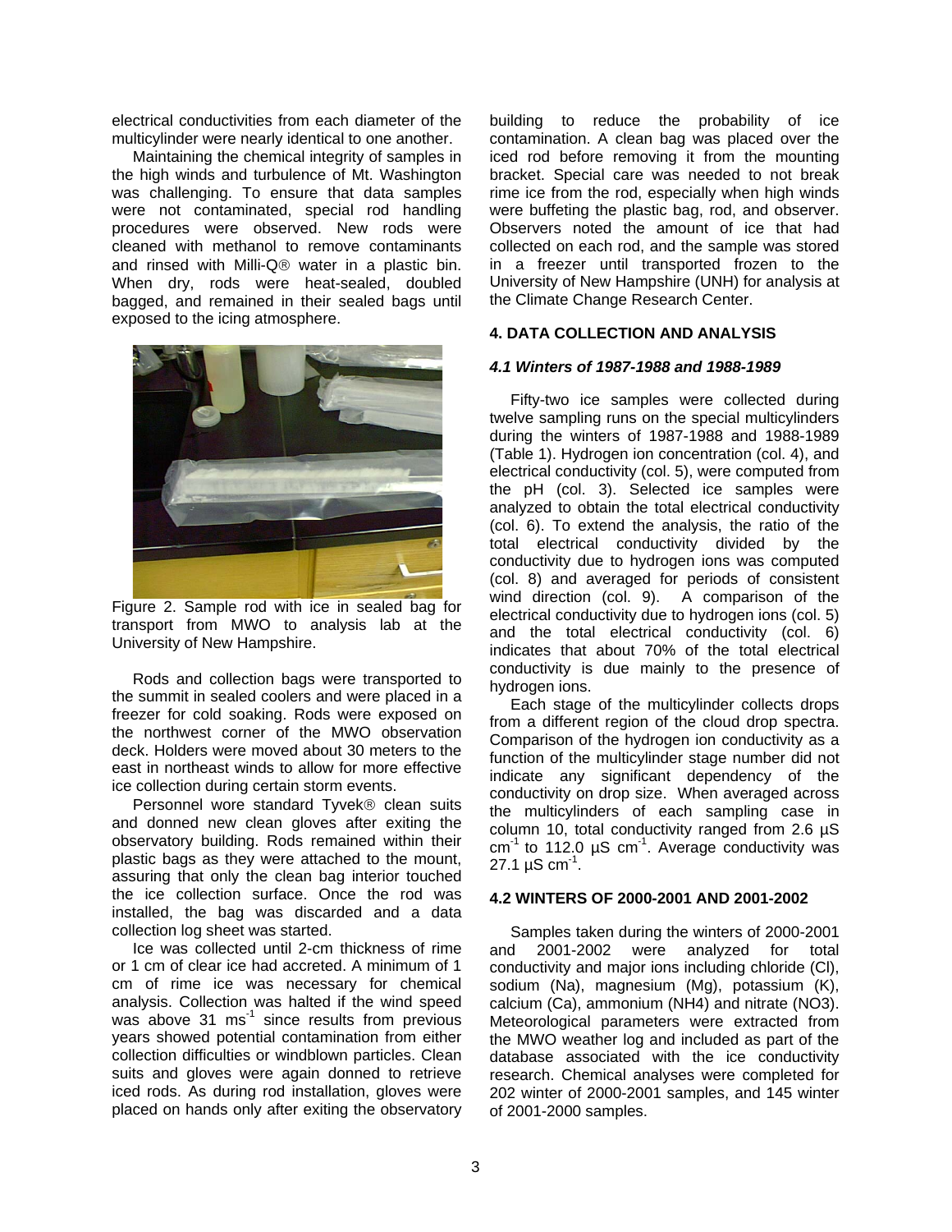electrical conductivities from each diameter of the multicylinder were nearly identical to one another.

Maintaining the chemical integrity of samples in the high winds and turbulence of Mt. Washington was challenging. To ensure that data samples were not contaminated, special rod handling procedures were observed. New rods were cleaned with methanol to remove contaminants and rinsed with Milli-Q® water in a plastic bin. When dry, rods were heat-sealed, doubled bagged, and remained in their sealed bags until exposed to the icing atmosphere.

Figure 2. Sample rod with ice in sealed bag for transport from MWO to analysis lab at the University of New Hampshire.

Rods and collection bags were transported to the summit in sealed coolers and were placed in a freezer for cold soaking. Rods were exposed on the northwest corner of the MWO observation deck. Holders were moved about 30 meters to the east in northeast winds to allow for more effective ice collection during certain storm events.

Personnel wore standard Tyvek® clean suits and donned new clean gloves after exiting the observatory building. Rods remained within their plastic bags as they were attached to the mount, assuring that only the clean bag interior touched the ice collection surface. Once the rod was installed, the bag was discarded and a data collection log sheet was started.

Ice was collected until 2-cm thickness of rime or 1 cm of clear ice had accreted. A minimum of 1 cm of rime ice was necessary for chemical analysis. Collection was halted if the wind speed was above 31 $ms^{-1}$ since results from previous years showed potential contamination from either collection difficulties or windblown particles. Clean suits and gloves were again donned to retrieve iced rods. As during rod installation, gloves were placed on hands only after exiting the observatory building to reduce the probability of ice contamination. A clean bag was placed over the iced rod before removing it from the mounting bracket. Special care was needed to not break rime ice from the rod, especially when high winds were buffeting the plastic bag, rod, and observer. Observers noted the amount of ice that had collected on each rod, and the sample was stored in a freezer until transported frozen to the University of New Hampshire (UNH) for analysis at the Climate Change Research Center.

## 4. DATA COLLECTION AND ANALYSIS

### *4.1 Winters of 1987-1988 and 1988-1989*

Fifty-two ice samples were collected during twelve sampling runs on the special multicylinders during the winters of 1987-1988 and 1988-1989 (Table 1). Hydrogen ion concentration (col. 4), and electrical conductivity (col. 5), were computed from the pH (col. 3). Selected ice samples were analyzed to obtain the total electrical conductivity (col. 6). To extend the analysis, the ratio of the total electrical conductivity divided by the conductivity due to hydrogen ions was computed (col. 8) and averaged for periods of consistent wind direction (col. 9). A comparison of the electrical conductivity due to hydrogen ions (col. 5) and the total electrical conductivity (col. 6) indicates that about 70% of the total electrical conductivity is due mainly to the presence of hydrogen ions.

Each stage of the multicylinder collects drops from a different region of the cloud drop spectra. Comparison of the hydrogen ion conductivity as a function of the multicylinder stage number did not indicate any significant dependency of the conductivity on drop size. When averaged across the multicylinders of each sampling case in column 10, total conductivity ranged from 2.6 µS $cm^{-1}$ to 112.0 µS $cm^{-1}$. Average conductivity was 27.1 µS $cm^{-1}$.

### 4.2 WINTERS OF 2000-2001 AND 2001-2002

Samples taken during the winters of 2000-2001 and 2001-2002 were analyzed for total conductivity and major ions including chloride (Cl), sodium (Na), magnesium (Mg), potassium (K), calcium (Ca), ammonium (NH4) and nitrate (NO3). Meteorological parameters were extracted from the MWO weather log and included as part of the database associated with the ice conductivity research. Chemical analyses were completed for 202 winter of 2000-2001 samples, and 145 winter of 2001-2000 samples.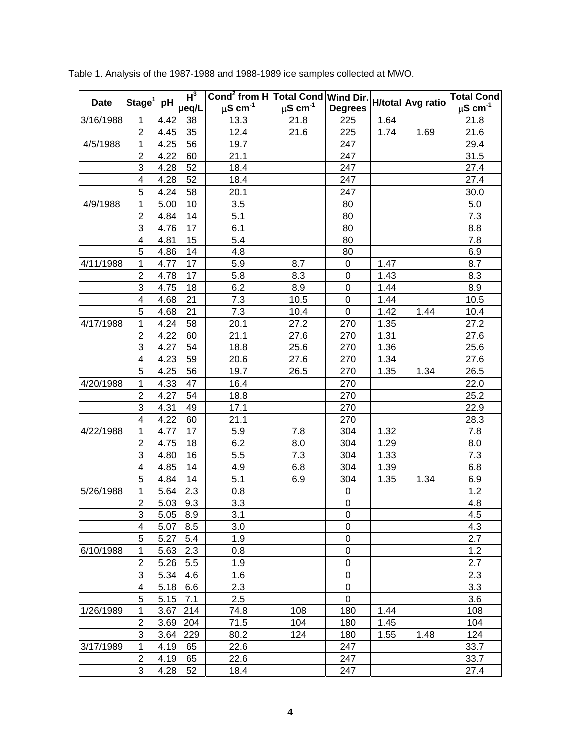Table 1. Analysis of the 1987-1988 and 1988-1989 ice samples collected at MWO.

| Date | Stage[1] | pH | H[3] μeq/L | Cond[2] from H μS cm$^{-1}$ | Total Cond μS cm$^{-1}$ | Wind Dir. Degrees | H/total | Avg ratio | Total Cond μS cm$^{-1}$ |
|---|---|---|---|---|---|---|---|---|---|
| 3/16/1988 | 1 | 4.42 | 38 | 13.3 | 21.8 | 225 | 1.64 | | 21.8 |
| | 2 | 4.45 | 35 | 12.4 | 21.6 | 225 | 1.74 | 1.69 | 21.6 |
| 4/5/1988 | 1 | 4.25 | 56 | 19.7 | | 247 | | | 29.4 |
| | 2 | 4.22 | 60 | 21.1 | | 247 | | | 31.5 |
| | 3 | 4.28 | 52 | 18.4 | | 247 | | | 27.4 |
| | 4 | 4.28 | 52 | 18.4 | | 247 | | | 27.4 |
| | 5 | 4.24 | 58 | 20.1 | | 247 | | | 30.0 |
| 4/9/1988 | 1 | 5.00 | 10 | 3.5 | | 80 | | | 5.0 |
| | 2 | 4.84 | 14 | 5.1 | | 80 | | | 7.3 |
| | 3 | 4.76 | 17 | 6.1 | | 80 | | | 8.8 |
| | 4 | 4.81 | 15 | 5.4 | | 80 | | | 7.8 |
| | 5 | 4.86 | 14 | 4.8 | | 80 | | | 6.9 |
| 4/11/1988 | 1 | 4.77 | 17 | 5.9 | 8.7 | 0 | 1.47 | | 8.7 |
| | 2 | 4.78 | 17 | 5.8 | 8.3 | 0 | 1.43 | | 8.3 |
| | 3 | 4.75 | 18 | 6.2 | 8.9 | 0 | 1.44 | | 8.9 |
| | 4 | 4.68 | 21 | 7.3 | 10.5 | 0 | 1.44 | | 10.5 |
| | 5 | 4.68 | 21 | 7.3 | 10.4 | 0 | 1.42 | 1.44 | 10.4 |
| 4/17/1988 | 1 | 4.24 | 58 | 20.1 | 27.2 | 270 | 1.35 | | 27.2 |
| | 2 | 4.22 | 60 | 21.1 | 27.6 | 270 | 1.31 | | 27.6 |
| | 3 | 4.27 | 54 | 18.8 | 25.6 | 270 | 1.36 | | 25.6 |
| | 4 | 4.23 | 59 | 20.6 | 27.6 | 270 | 1.34 | | 27.6 |
| | 5 | 4.25 | 56 | 19.7 | 26.5 | 270 | 1.35 | 1.34 | 26.5 |
| 4/20/1988 | 1 | 4.33 | 47 | 16.4 | | 270 | | | 22.0 |
| | 2 | 4.27 | 54 | 18.8 | | 270 | | | 25.2 |
| | 3 | 4.31 | 49 | 17.1 | | 270 | | | 22.9 |
| | 4 | 4.22 | 60 | 21.1 | | 270 | | | 28.3 |
| 4/22/1988 | 1 | 4.77 | 17 | 5.9 | 7.8 | 304 | 1.32 | | 7.8 |
| | 2 | 4.75 | 18 | 6.2 | 8.0 | 304 | 1.29 | | 8.0 |
| | 3 | 4.80 | 16 | 5.5 | 7.3 | 304 | 1.33 | | 7.3 |
| | 4 | 4.85 | 14 | 4.9 | 6.8 | 304 | 1.39 | | 6.8 |
| | 5 | 4.84 | 14 | 5.1 | 6.9 | 304 | 1.35 | 1.34 | 6.9 |
| 5/26/1988 | 1 | 5.64 | 2.3 | 0.8 | | 0 | | | 1.2 |
| | 2 | 5.03 | 9.3 | 3.3 | | 0 | | | 4.8 |
| | 3 | 5.05 | 8.9 | 3.1 | | 0 | | | 4.5 |
| | 4 | 5.07 | 8.5 | 3.0 | | 0 | | | 4.3 |
| | 5 | 5.27 | 5.4 | 1.9 | | 0 | | | 2.7 |
| 6/10/1988 | 1 | 5.63 | 2.3 | 0.8 | | 0 | | | 1.2 |
| | 2 | 5.26 | 5.5 | 1.9 | | 0 | | | 2.7 |
| | 3 | 5.34 | 4.6 | 1.6 | | 0 | | | 2.3 |
| | 4 | 5.18 | 6.6 | 2.3 | | 0 | | | 3.3 |
| | 5 | 5.15 | 7.1 | 2.5 | | 0 | | | 3.6 |
| 1/26/1989 | 1 | 3.67 | 214 | 74.8 | 108 | 180 | 1.44 | | 108 |
| | 2 | 3.69 | 204 | 71.5 | 104 | 180 | 1.45 | | 104 |
| | 3 | 3.64 | 229 | 80.2 | 124 | 180 | 1.55 | 1.48 | 124 |
| 3/17/1989 | 1 | 4.19 | 65 | 22.6 | | 247 | | | 33.7 |
| | 2 | 4.19 | 65 | 22.6 | | 247 | | | 33.7 |
| | 3 | 4.28 | 52 | 18.4 | | 247 | | | 27.4 |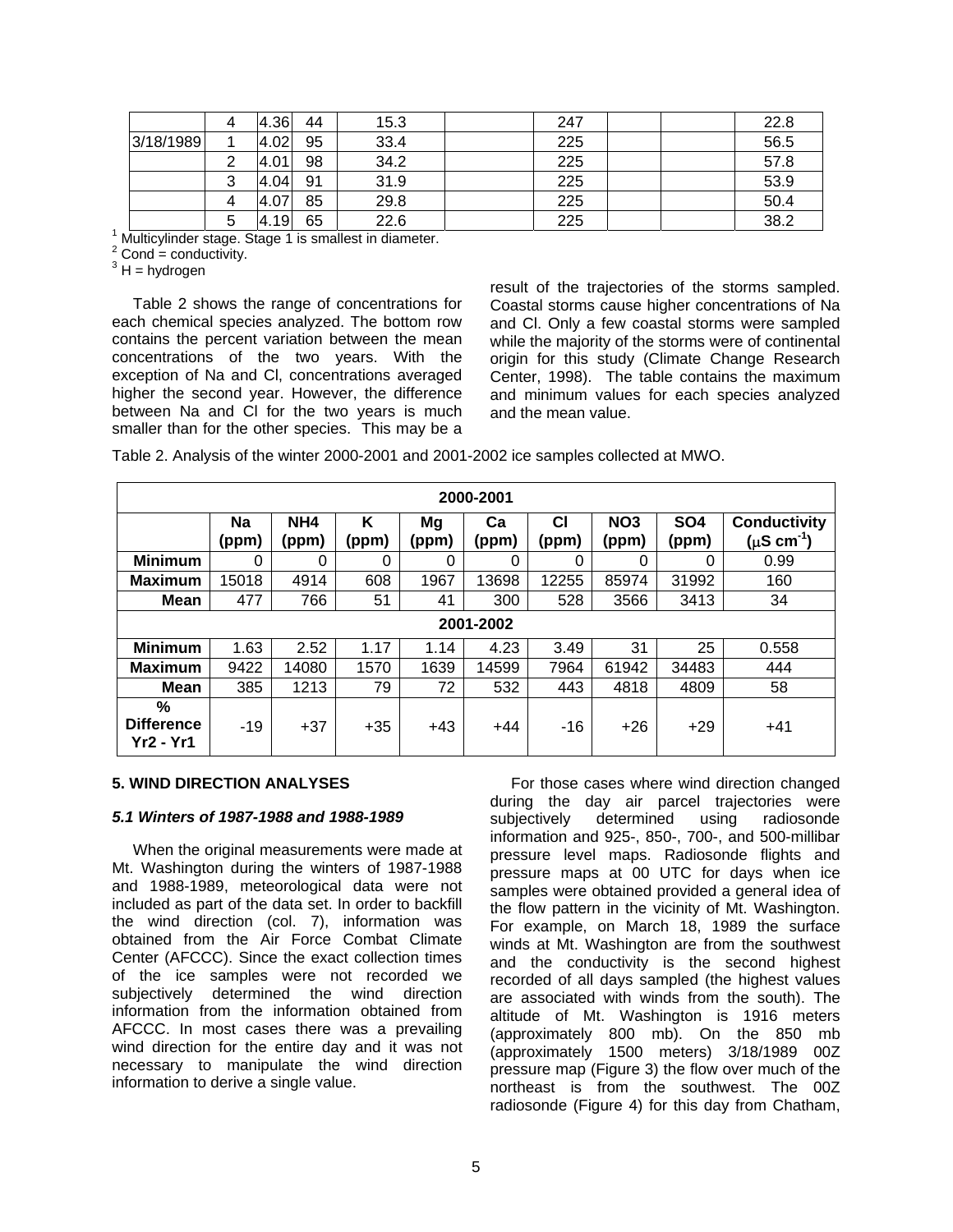| | | | | | | | | | |
|---|---|---|---|---|---|---|---|---|---|
| | 4 | 4.36 | 44 | 15.3 | | 247 | | | 22.8 |
| 3/18/1989 | 1 | 4.02 | 95 | 33.4 | | 225 | | | 56.5 |
| | 2 | 4.01 | 98 | 34.2 | | 225 | | | 57.8 |
| | 3 | 4.04 | 91 | 31.9 | | 225 | | | 53.9 |
| | 4 | 4.07 | 85 | 29.8 | | 225 | | | 50.4 |
| | 5 | 4.19 | 65 | 22.6 | | 225 | | | 38.2 |

[1] Multicylinder stage. Stage 1 is smallest in diameter.
[2] Cond = conductivity.
[3] H = hydrogen

Table 2 shows the range of concentrations for each chemical species analyzed. The bottom row contains the percent variation between the mean concentrations of the two years. With the exception of Na and Cl, concentrations averaged higher the second year. However, the difference between Na and Cl for the two years is much smaller than for the other species. This may be a result of the trajectories of the storms sampled. Coastal storms cause higher concentrations of Na and Cl. Only a few coastal storms were sampled while the majority of the storms were of continental origin for this study (Climate Change Research Center, 1998). The table contains the maximum and minimum values for each species analyzed and the mean value.

Table 2. Analysis of the winter 2000-2001 and 2001-2002 ice samples collected at MWO.

| 2000-2001 | | | | | | | | | |
|---|---|---|---|---|---|---|---|---|---|
| | **Na (ppm)** | **NH4 (ppm)** | **K (ppm)** | **Mg (ppm)** | **Ca (ppm)** | **Cl (ppm)** | **NO3 (ppm)** | **SO4 (ppm)** | **Conductivity ($\mu$S cm$^{-1}$)** |
| **Minimum** | 0 | 0 | 0 | 0 | 0 | 0 | 0 | 0 | 0.99 |
| **Maximum** | 15018 | 4914 | 608 | 1967 | 13698 | 12255 | 85974 | 31992 | 160 |
| **Mean** | 477 | 766 | 51 | 41 | 300 | 528 | 3566 | 3413 | 34 |
| **2001-2002** | | | | | | | | | |
| **Minimum** | 1.63 | 2.52 | 1.17 | 1.14 | 4.23 | 3.49 | 31 | 25 | 0.558 |
| **Maximum** | 9422 | 14080 | 1570 | 1639 | 14599 | 7964 | 61942 | 34483 | 444 |
| **Mean** | 385 | 1213 | 79 | 72 | 532 | 443 | 4818 | 4809 | 58 |
| **% Difference Yr2 - Yr1** | -19 | +37 | +35 | +43 | +44 | -16 | +26 | +29 | +41 |

## 5. WIND DIRECTION ANALYSES

### *5.1 Winters of 1987-1988 and 1988-1989*

When the original measurements were made at Mt. Washington during the winters of 1987-1988 and 1988-1989, meteorological data were not included as part of the data set. In order to backfill the wind direction (col. 7), information was obtained from the Air Force Combat Climate Center (AFCCC). Since the exact collection times of the ice samples were not recorded we subjectively determined the wind direction information from the information obtained from AFCCC. In most cases there was a prevailing wind direction for the entire day and it was not necessary to manipulate the wind direction information to derive a single value.

For those cases where wind direction changed during the day air parcel trajectories were subjectively determined using radiosonde information and 925-, 850-, 700-, and 500-millibar pressure level maps. Radiosonde flights and pressure maps at 00 UTC for days when ice samples were obtained provided a general idea of the flow pattern in the vicinity of Mt. Washington. For example, on March 18, 1989 the surface winds at Mt. Washington are from the southwest and the conductivity is the second highest recorded of all days sampled (the highest values are associated with winds from the south). The altitude of Mt. Washington is 1916 meters (approximately 800 mb). On the 850 mb (approximately 1500 meters) 3/18/1989 00Z pressure map (Figure 3) the flow over much of the northeast is from the southwest. The 00Z radiosonde (Figure 4) for this day from Chatham,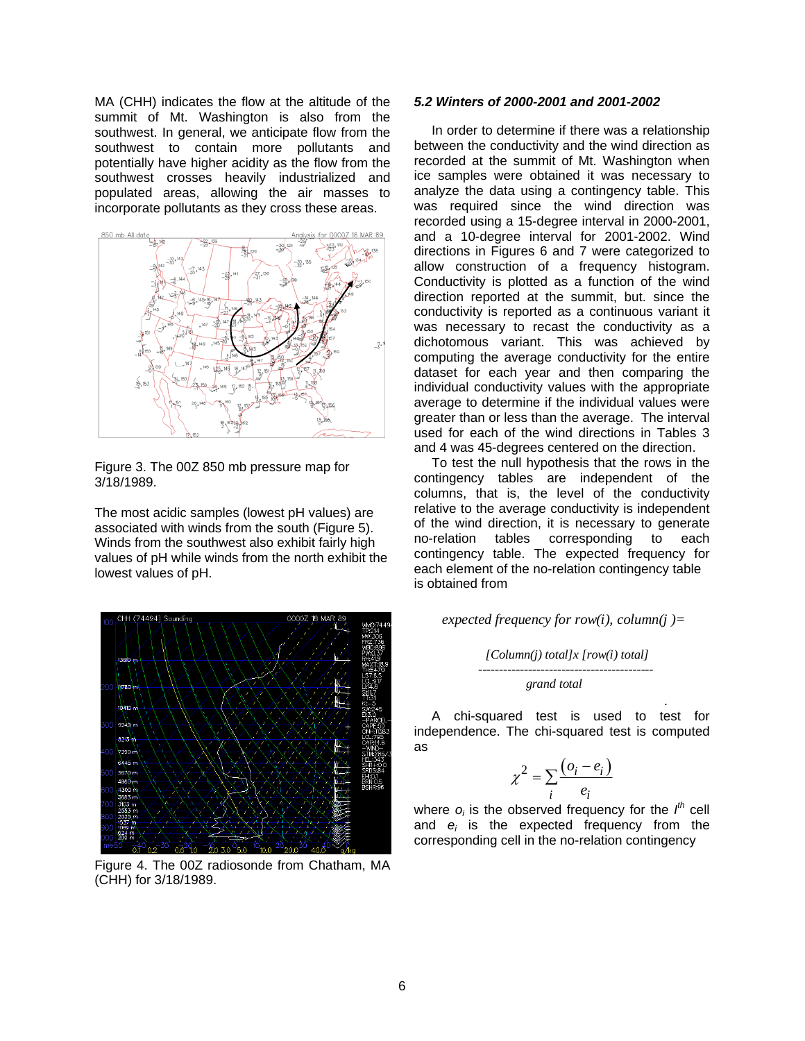MA (CHH) indicates the flow at the altitude of the summit of Mt. Washington is also from the southwest. In general, we anticipate flow from the southwest to contain more pollutants and potentially have higher acidity as the flow from the southwest crosses heavily industrialized and populated areas, allowing the air masses to incorporate pollutants as they cross these areas.

Figure 3. The 00Z 850 mb pressure map for 3/18/1989.

The most acidic samples (lowest pH values) are associated with winds from the south (Figure 5). Winds from the southwest also exhibit fairly high values of pH while winds from the north exhibit the lowest values of pH.

Figure 4. The 00Z radiosonde from Chatham, MA (CHH) for 3/18/1989.

### *5.2 Winters of 2000-2001 and 2001-2002*

In order to determine if there was a relationship between the conductivity and the wind direction as recorded at the summit of Mt. Washington when ice samples were obtained it was necessary to analyze the data using a contingency table. This was required since the wind direction was recorded using a 15-degree interval in 2000-2001, and a 10-degree interval for 2001-2002. Wind directions in Figures 6 and 7 were categorized to allow construction of a frequency histogram. Conductivity is plotted as a function of the wind direction reported at the summit, but. since the conductivity is reported as a continuous variant it was necessary to recast the conductivity as a dichotomous variant. This was achieved by computing the average conductivity for the entire dataset for each year and then comparing the individual conductivity values with the appropriate average to determine if the individual values were greater than or less than the average. The interval used for each of the wind directions in Tables 3 and 4 was 45-degrees centered on the direction.

To test the null hypothesis that the rows in the contingency tables are independent of the columns, that is, the level of the conductivity relative to the average conductivity is independent of the wind direction, it is necessary to generate no-relation tables corresponding to each contingency table. The expected frequency for each element of the no-relation contingency table is obtained from

$$\textit{expected frequency for row(i), column(j)} = \frac{[\textit{Column(j) total}] \times [\textit{row(i) total}]}{\textit{grand total}}$$

A chi-squared test is used to test for independence. The chi-squared test is computed as

$$\chi^2 = \sum_i \frac{(o_i - e_i)}{e_i}$$

where $o_i$ is the observed frequency for the $I^{th}$ cell and $e_i$ is the expected frequency from the corresponding cell in the no-relation contingency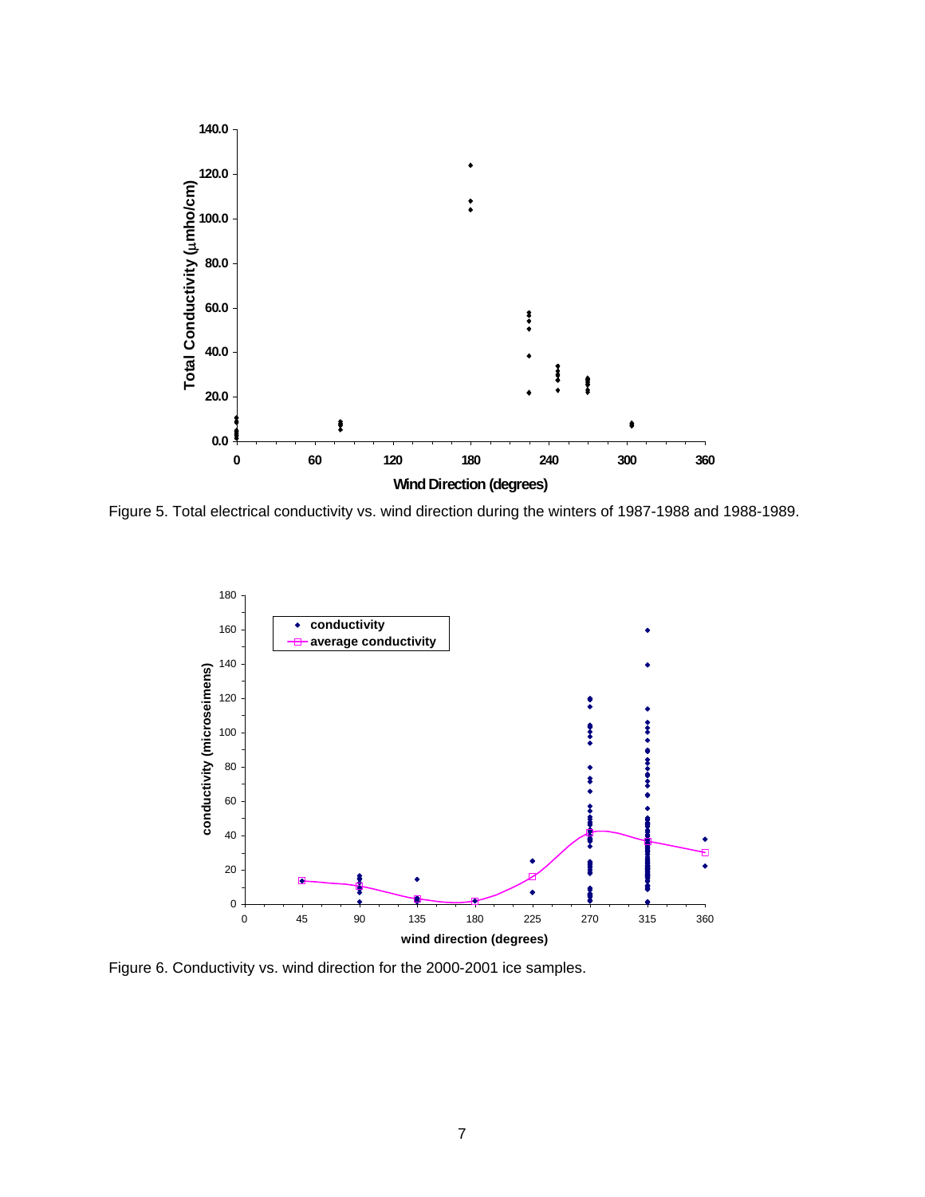Figure 5. Total electrical conductivity vs. wind direction during the winters of 1987-1988 and 1988-1989.

Figure 6. Conductivity vs. wind direction for the 2000-2001 ice samples.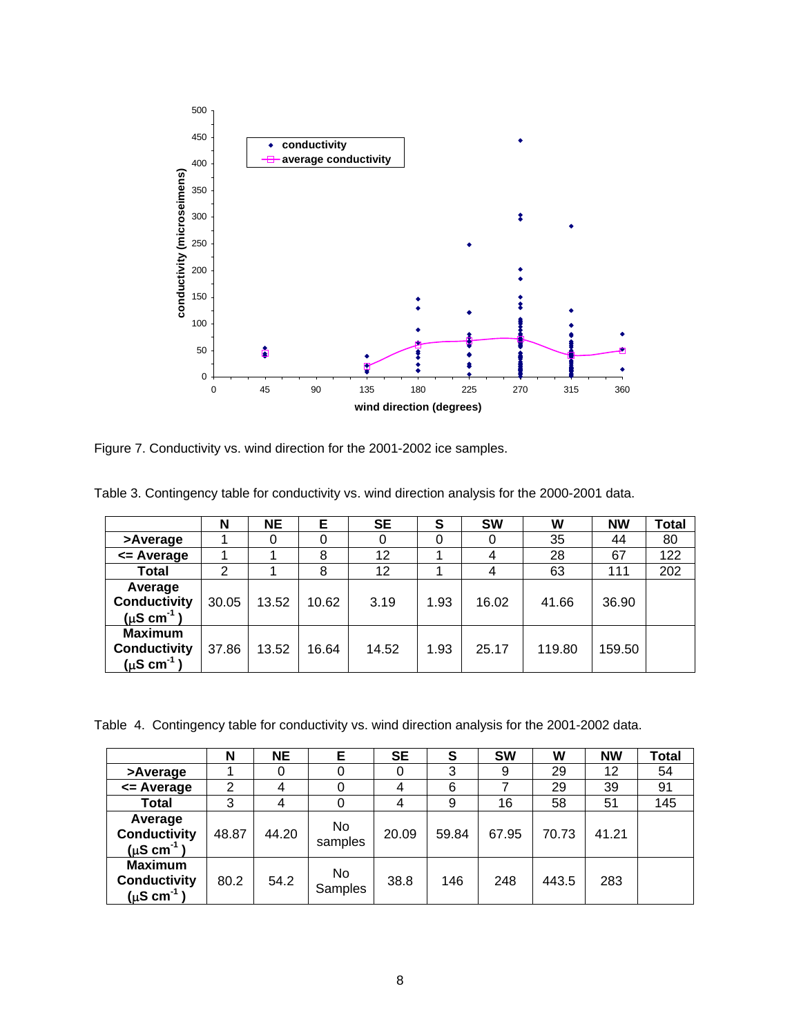Figure 7. Conductivity vs. wind direction for the 2001-2002 ice samples.

Table 3. Contingency table for conductivity vs. wind direction analysis for the 2000-2001 data.

| | N | NE | E | SE | S | SW | W | NW | Total |
|---|---|---|---|---|---|---|---|---|---|
| >Average | 1 | 0 | 0 | 0 | 0 | 0 | 35 | 44 | 80 |
| <= Average | 1 | 1 | 8 | 12 | 1 | 4 | 28 | 67 | 122 |
| Total | 2 | 1 | 8 | 12 | 1 | 4 | 63 | 111 | 202 |
| Average Conductivity ($\mu S\ cm^{-1}$) | 30.05 | 13.52 | 10.62 | 3.19 | 1.93 | 16.02 | 41.66 | 36.90 | |
| Maximum Conductivity ($\mu S\ cm^{-1}$) | 37.86 | 13.52 | 16.64 | 14.52 | 1.93 | 25.17 | 119.80 | 159.50 | |

Table 4. Contingency table for conductivity vs. wind direction analysis for the 2001-2002 data.

| | N | NE | E | SE | S | SW | W | NW | Total |
|---|---|---|---|---|---|---|---|---|---|
| >Average | 1 | 0 | 0 | 0 | 3 | 9 | 29 | 12 | 54 |
| <= Average | 2 | 4 | 0 | 4 | 6 | 7 | 29 | 39 | 91 |
| Total | 3 | 4 | 0 | 4 | 9 | 16 | 58 | 51 | 145 |
| Average Conductivity ($\mu S\ cm^{-1}$) | 48.87 | 44.20 | No samples | 20.09 | 59.84 | 67.95 | 70.73 | 41.21 | |
| Maximum Conductivity ($\mu S\ cm^{-1}$) | 80.2 | 54.2 | No Samples | 38.8 | 146 | 248 | 443.5 | 283 | |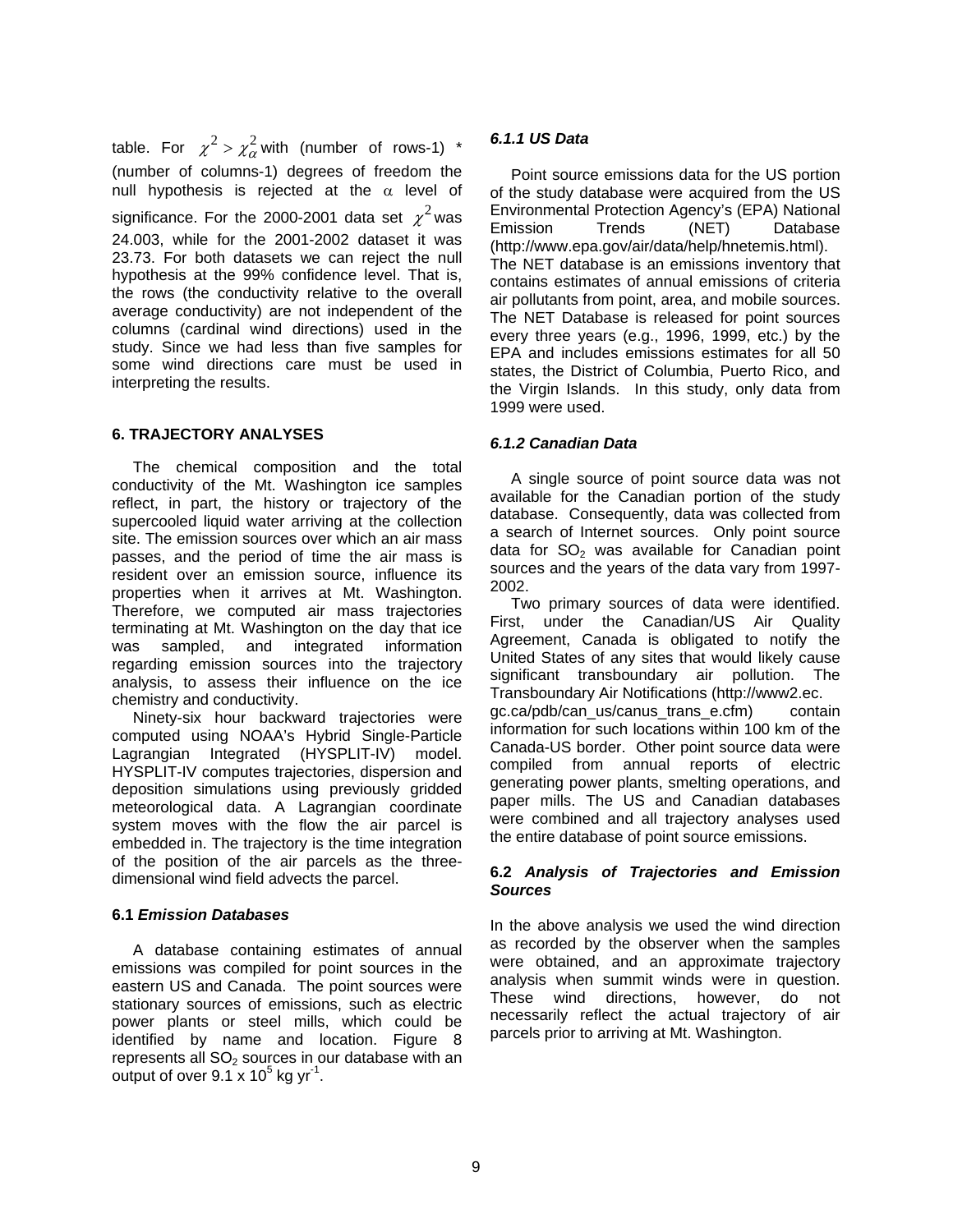table. For $\chi^2 > \chi^2_\alpha$ with (number of rows-1) * (number of columns-1) degrees of freedom the null hypothesis is rejected at the $\alpha$ level of significance. For the 2000-2001 data set $\chi^2$ was 24.003, while for the 2001-2002 dataset it was 23.73. For both datasets we can reject the null hypothesis at the 99% confidence level. That is, the rows (the conductivity relative to the overall average conductivity) are not independent of the columns (cardinal wind directions) used in the study. Since we had less than five samples for some wind directions care must be used in interpreting the results.

## 6. TRAJECTORY ANALYSES

The chemical composition and the total conductivity of the Mt. Washington ice samples reflect, in part, the history or trajectory of the supercooled liquid water arriving at the collection site. The emission sources over which an air mass passes, and the period of time the air mass is resident over an emission source, influence its properties when it arrives at Mt. Washington. Therefore, we computed air mass trajectories terminating at Mt. Washington on the day that ice was sampled, and integrated information regarding emission sources into the trajectory analysis, to assess their influence on the ice chemistry and conductivity.

Ninety-six hour backward trajectories were computed using NOAA's Hybrid Single-Particle Lagrangian Integrated (HYSPLIT-IV) model. HYSPLIT-IV computes trajectories, dispersion and deposition simulations using previously gridded meteorological data. A Lagrangian coordinate system moves with the flow the air parcel is embedded in. The trajectory is the time integration of the position of the air parcels as the three-dimensional wind field advects the parcel.

### 6.1 *Emission Databases*

A database containing estimates of annual emissions was compiled for point sources in the eastern US and Canada. The point sources were stationary sources of emissions, such as electric power plants or steel mills, which could be identified by name and location. Figure 8 represents all $SO_2$ sources in our database with an output of over $9.1 \times 10^5$ kg yr$^{-1}$.

#### *6.1.1 US Data*

Point source emissions data for the US portion of the study database were acquired from the US Environmental Protection Agency's (EPA) National Emission Trends (NET) Database (http://www.epa.gov/air/data/help/hnetemis.html). The NET database is an emissions inventory that contains estimates of annual emissions of criteria air pollutants from point, area, and mobile sources. The NET Database is released for point sources every three years (e.g., 1996, 1999, etc.) by the EPA and includes emissions estimates for all 50 states, the District of Columbia, Puerto Rico, and the Virgin Islands. In this study, only data from 1999 were used.

#### *6.1.2 Canadian Data*

A single source of point source data was not available for the Canadian portion of the study database. Consequently, data was collected from a search of Internet sources. Only point source data for $SO_2$ was available for Canadian point sources and the years of the data vary from 1997-2002.

Two primary sources of data were identified. First, under the Canadian/US Air Quality Agreement, Canada is obligated to notify the United States of any sites that would likely cause significant transboundary air pollution. The Transboundary Air Notifications (http://www2.ec.gc.ca/pdb/can_us/canus_trans_e.cfm) contain information for such locations within 100 km of the Canada-US border. Other point source data were compiled from annual reports of electric generating power plants, smelting operations, and paper mills. The US and Canadian databases were combined and all trajectory analyses used the entire database of point source emissions.

### 6.2 *Analysis of Trajectories and Emission Sources*

In the above analysis we used the wind direction as recorded by the observer when the samples were obtained, and an approximate trajectory analysis when summit winds were in question. These wind directions, however, do not necessarily reflect the actual trajectory of air parcels prior to arriving at Mt. Washington.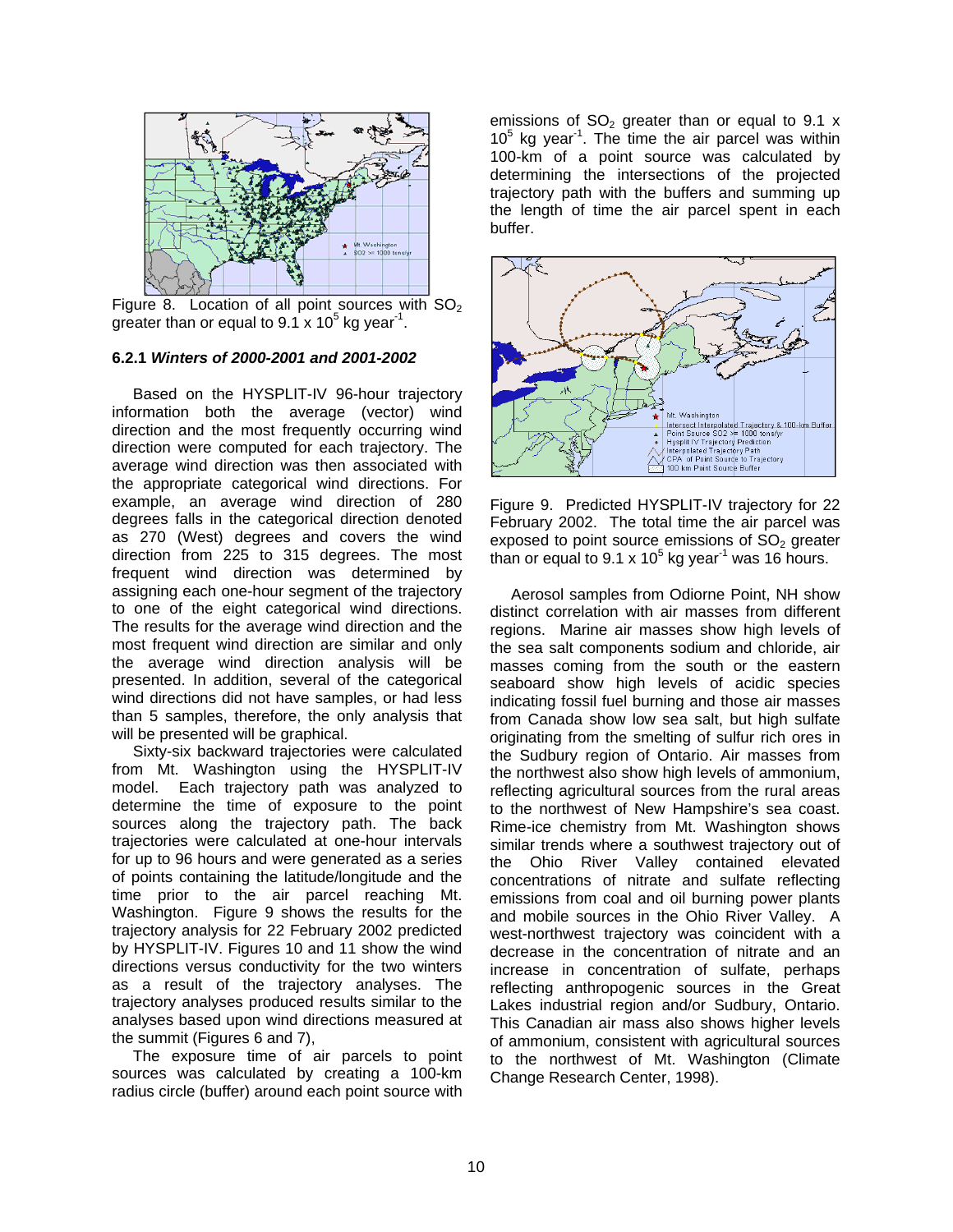Figure 8. Location of all point sources with $SO_2$ greater than or equal to $9.1 \times 10^5$ kg year$^{-1}$.

### 6.2.1 *Winters of 2000-2001 and 2001-2002*

Based on the HYSPLIT-IV 96-hour trajectory information both the average (vector) wind direction and the most frequently occurring wind direction were computed for each trajectory. The average wind direction was then associated with the appropriate categorical wind directions. For example, an average wind direction of 280 degrees falls in the categorical direction denoted as 270 (West) degrees and covers the wind direction from 225 to 315 degrees. The most frequent wind direction was determined by assigning each one-hour segment of the trajectory to one of the eight categorical wind directions. The results for the average wind direction and the most frequent wind direction are similar and only the average wind direction analysis will be presented. In addition, several of the categorical wind directions did not have samples, or had less than 5 samples, therefore, the only analysis that will be presented will be graphical.

Sixty-six backward trajectories were calculated from Mt. Washington using the HYSPLIT-IV model. Each trajectory path was analyzed to determine the time of exposure to the point sources along the trajectory path. The back trajectories were calculated at one-hour intervals for up to 96 hours and were generated as a series of points containing the latitude/longitude and the time prior to the air parcel reaching Mt. Washington. Figure 9 shows the results for the trajectory analysis for 22 February 2002 predicted by HYSPLIT-IV. Figures 10 and 11 show the wind directions versus conductivity for the two winters as a result of the trajectory analyses. The trajectory analyses produced results similar to the analyses based upon wind directions measured at the summit (Figures 6 and 7),

The exposure time of air parcels to point sources was calculated by creating a 100-km radius circle (buffer) around each point source with emissions of $SO_2$ greater than or equal to $9.1 \times 10^5$ kg year$^{-1}$. The time the air parcel was within 100-km of a point source was calculated by determining the intersections of the projected trajectory path with the buffers and summing up the length of time the air parcel spent in each buffer.

Figure 9. Predicted HYSPLIT-IV trajectory for 22 February 2002. The total time the air parcel was exposed to point source emissions of $SO_2$ greater than or equal to $9.1 \times 10^5$ kg year$^{-1}$ was 16 hours.

Aerosol samples from Odiorne Point, NH show distinct correlation with air masses from different regions. Marine air masses show high levels of the sea salt components sodium and chloride, air masses coming from the south or the eastern seaboard show high levels of acidic species indicating fossil fuel burning and those air masses from Canada show low sea salt, but high sulfate originating from the smelting of sulfur rich ores in the Sudbury region of Ontario. Air masses from the northwest also show high levels of ammonium, reflecting agricultural sources from the rural areas to the northwest of New Hampshire's sea coast. Rime-ice chemistry from Mt. Washington shows similar trends where a southwest trajectory out of the Ohio River Valley contained elevated concentrations of nitrate and sulfate reflecting emissions from coal and oil burning power plants and mobile sources in the Ohio River Valley. A west-northwest trajectory was coincident with a decrease in the concentration of nitrate and an increase in concentration of sulfate, perhaps reflecting anthropogenic sources in the Great Lakes industrial region and/or Sudbury, Ontario. This Canadian air mass also shows higher levels of ammonium, consistent with agricultural sources to the northwest of Mt. Washington (Climate Change Research Center, 1998).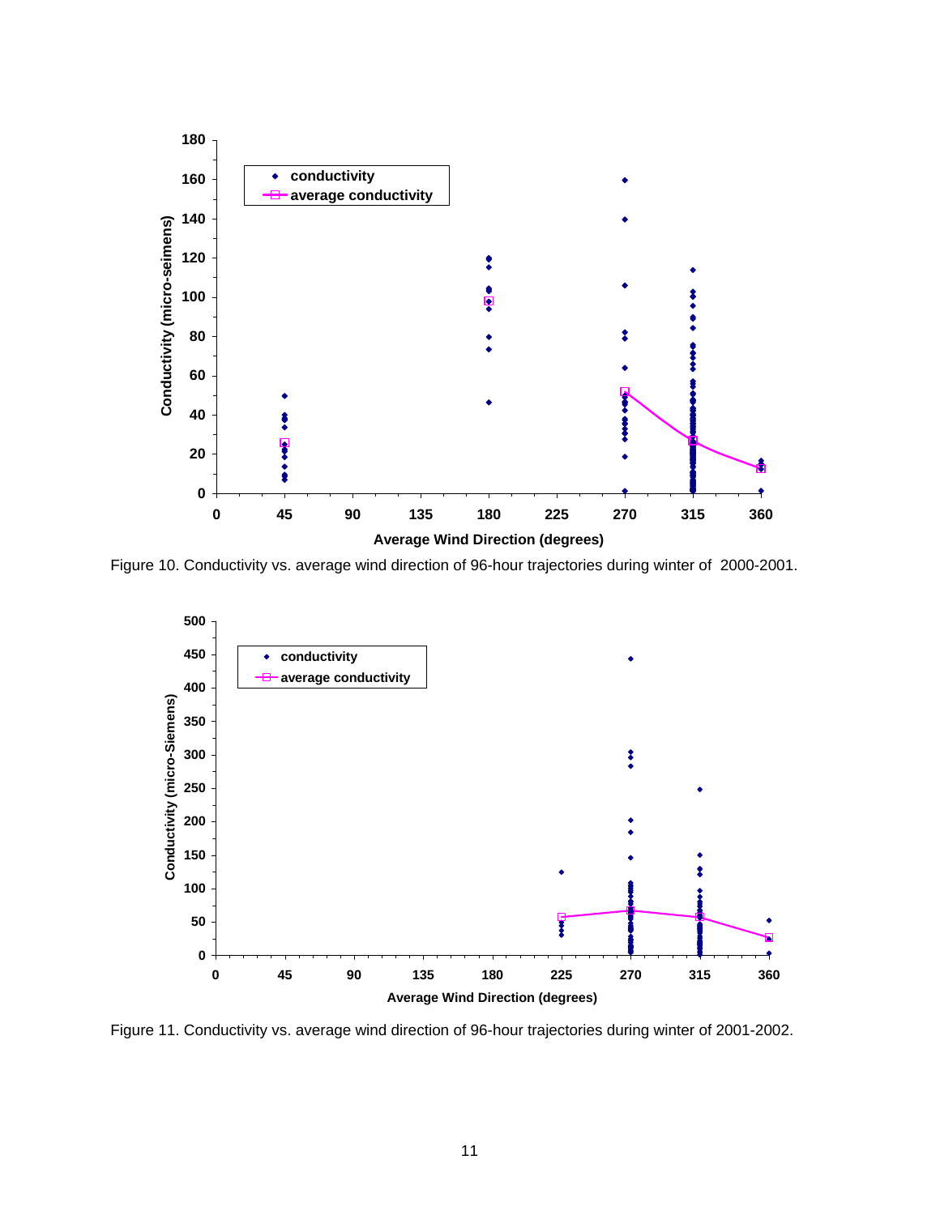Figure 10. Conductivity vs. average wind direction of 96-hour trajectories during winter of 2000-2001.

Figure 11. Conductivity vs. average wind direction of 96-hour trajectories during winter of 2001-2002.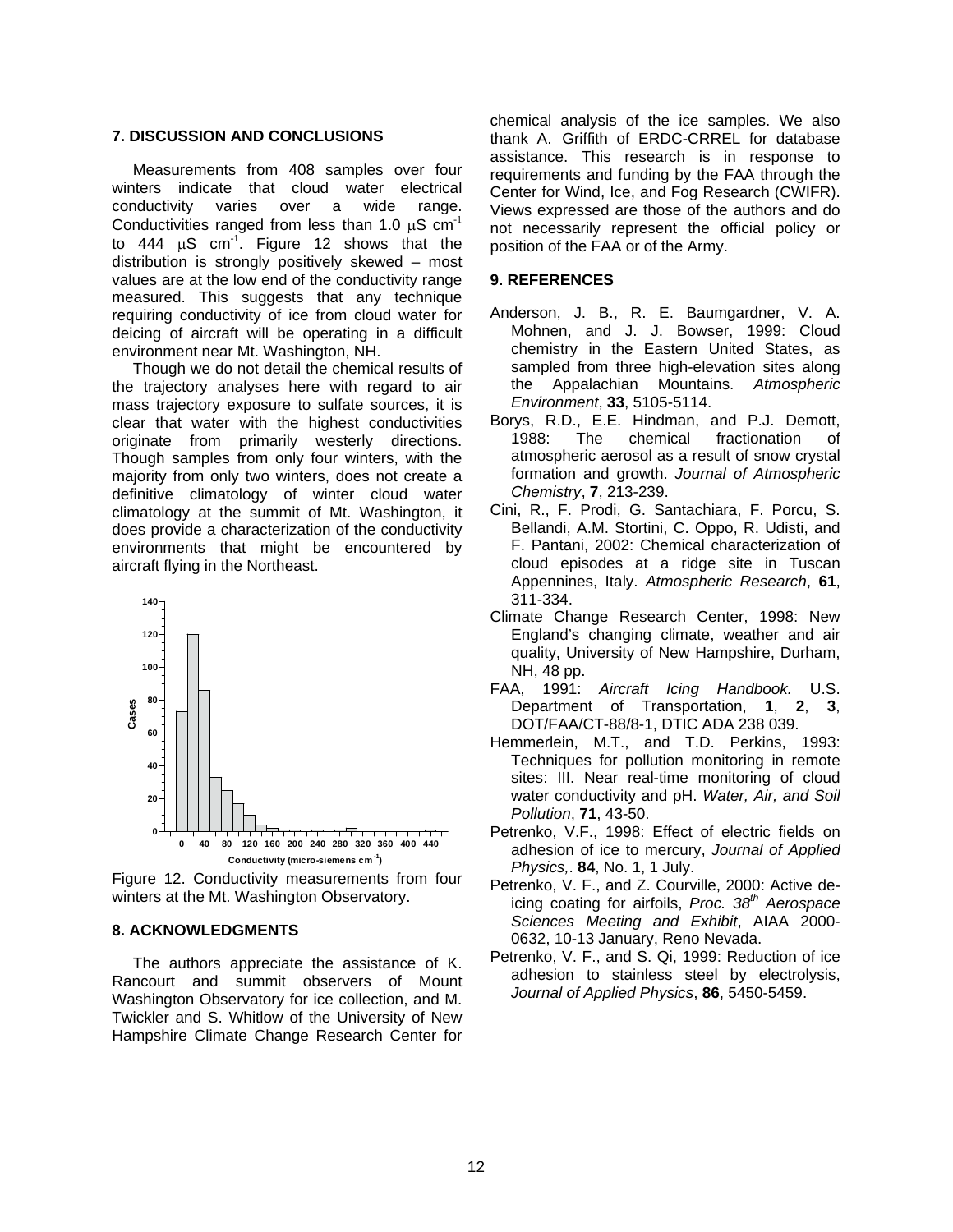## 7. DISCUSSION AND CONCLUSIONS

Measurements from 408 samples over four winters indicate that cloud water electrical conductivity varies over a wide range. Conductivities ranged from less than 1.0 μS cm$^{-1}$ to 444 μS cm$^{-1}$. Figure 12 shows that the distribution is strongly positively skewed – most values are at the low end of the conductivity range measured. This suggests that any technique requiring conductivity of ice from cloud water for deicing of aircraft will be operating in a difficult environment near Mt. Washington, NH.

Though we do not detail the chemical results of the trajectory analyses here with regard to air mass trajectory exposure to sulfate sources, it is clear that water with the highest conductivities originate from primarily westerly directions. Though samples from only four winters, with the majority from only two winters, does not create a definitive climatology of winter cloud water climatology at the summit of Mt. Washington, it does provide a characterization of the conductivity environments that might be encountered by aircraft flying in the Northeast.

Cases

140
120
100
80
60
40
20
0

0 40 80 120 160 200 240 280 320 360 400 440

Conductivity (micro-siemens cm$^{-1}$)

Figure 12. Conductivity measurements from four winters at the Mt. Washington Observatory.

## 8. ACKNOWLEDGMENTS

The authors appreciate the assistance of K. Rancourt and summit observers of Mount Washington Observatory for ice collection, and M. Twickler and S. Whitlow of the University of New Hampshire Climate Change Research Center for chemical analysis of the ice samples. We also thank A. Griffith of ERDC-CRREL for database assistance. This research is in response to requirements and funding by the FAA through the Center for Wind, Ice, and Fog Research (CWIFR). Views expressed are those of the authors and do not necessarily represent the official policy or position of the FAA or of the Army.

## 9. REFERENCES

Anderson, J. B., R. E. Baumgardner, V. A. Mohnen, and J. J. Bowser, 1999: Cloud chemistry in the Eastern United States, as sampled from three high-elevation sites along the Appalachian Mountains. *Atmospheric Environment*, **33**, 5105-5114.

Borys, R.D., E.E. Hindman, and P.J. Demott, 1988: The chemical fractionation of atmospheric aerosol as a result of snow crystal formation and growth. *Journal of Atmospheric Chemistry*, **7**, 213-239.

Cini, R., F. Prodi, G. Santachiara, F. Porcu, S. Bellandi, A.M. Stortini, C. Oppo, R. Udisti, and F. Pantani, 2002: Chemical characterization of cloud episodes at a ridge site in Tuscan Appennines, Italy. *Atmospheric Research*, **61**, 311-334.

Climate Change Research Center, 1998: New England's changing climate, weather and air quality, University of New Hampshire, Durham, NH, 48 pp.

FAA, 1991: *Aircraft Icing Handbook.* U.S. Department of Transportation, **1**, **2**, **3**, DOT/FAA/CT-88/8-1, DTIC ADA 238 039.

Hemmerlein, M.T., and T.D. Perkins, 1993: Techniques for pollution monitoring in remote sites: III. Near real-time monitoring of cloud water conductivity and pH. *Water, Air, and Soil Pollution*, **71**, 43-50.

Petrenko, V.F., 1998: Effect of electric fields on adhesion of ice to mercury, *Journal of Applied Physics,*. **84**, No. 1, 1 July.

Petrenko, V. F., and Z. Courville, 2000: Active de-icing coating for airfoils, *Proc. 38th Aerospace Sciences Meeting and Exhibit*, AIAA 2000-0632, 10-13 January, Reno Nevada.

Petrenko, V. F., and S. Qi, 1999: Reduction of ice adhesion to stainless steel by electrolysis, *Journal of Applied Physics*, **86**, 5450-5459.